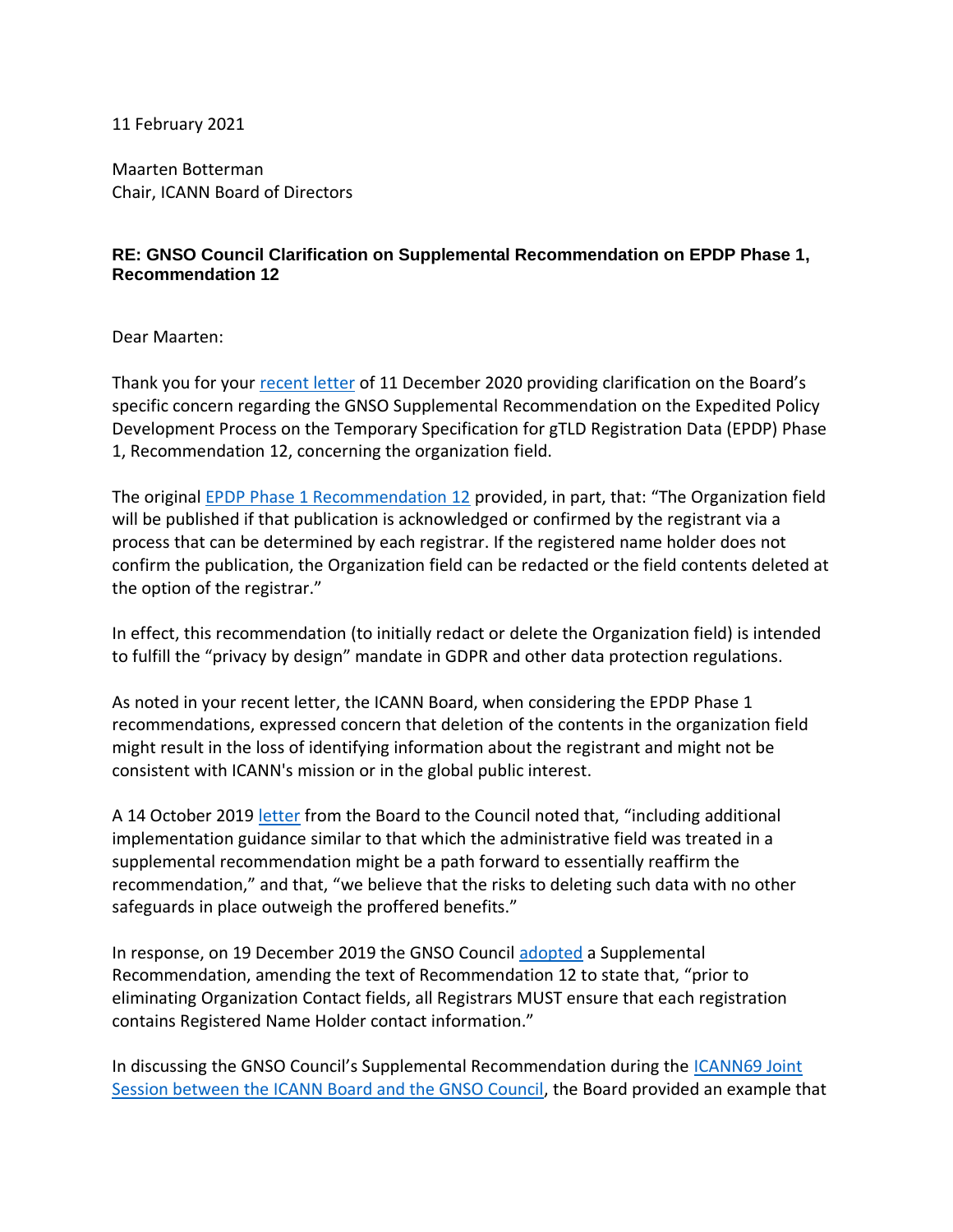11 February 2021

Maarten Botterman
Chair, ICANN Board of Directors

**RE: GNSO Council Clarification on Supplemental Recommendation on EPDP Phase 1, Recommendation 12**

Dear Maarten:

Thank you for your recent letter of 11 December 2020 providing clarification on the Board's specific concern regarding the GNSO Supplemental Recommendation on the Expedited Policy Development Process on the Temporary Specification for gTLD Registration Data (EPDP) Phase 1, Recommendation 12, concerning the organization field.

The original EPDP Phase 1 Recommendation 12 provided, in part, that: "The Organization field will be published if that publication is acknowledged or confirmed by the registrant via a process that can be determined by each registrar. If the registered name holder does not confirm the publication, the Organization field can be redacted or the field contents deleted at the option of the registrar."

In effect, this recommendation (to initially redact or delete the Organization field) is intended to fulfill the "privacy by design" mandate in GDPR and other data protection regulations.

As noted in your recent letter, the ICANN Board, when considering the EPDP Phase 1 recommendations, expressed concern that deletion of the contents in the organization field might result in the loss of identifying information about the registrant and might not be consistent with ICANN's mission or in the global public interest.

A 14 October 2019 letter from the Board to the Council noted that, "including additional implementation guidance similar to that which the administrative field was treated in a supplemental recommendation might be a path forward to essentially reaffirm the recommendation," and that, "we believe that the risks to deleting such data with no other safeguards in place outweigh the proffered benefits."

In response, on 19 December 2019 the GNSO Council adopted a Supplemental Recommendation, amending the text of Recommendation 12 to state that, "prior to eliminating Organization Contact fields, all Registrars MUST ensure that each registration contains Registered Name Holder contact information."

In discussing the GNSO Council's Supplemental Recommendation during the ICANN69 Joint Session between the ICANN Board and the GNSO Council, the Board provided an example that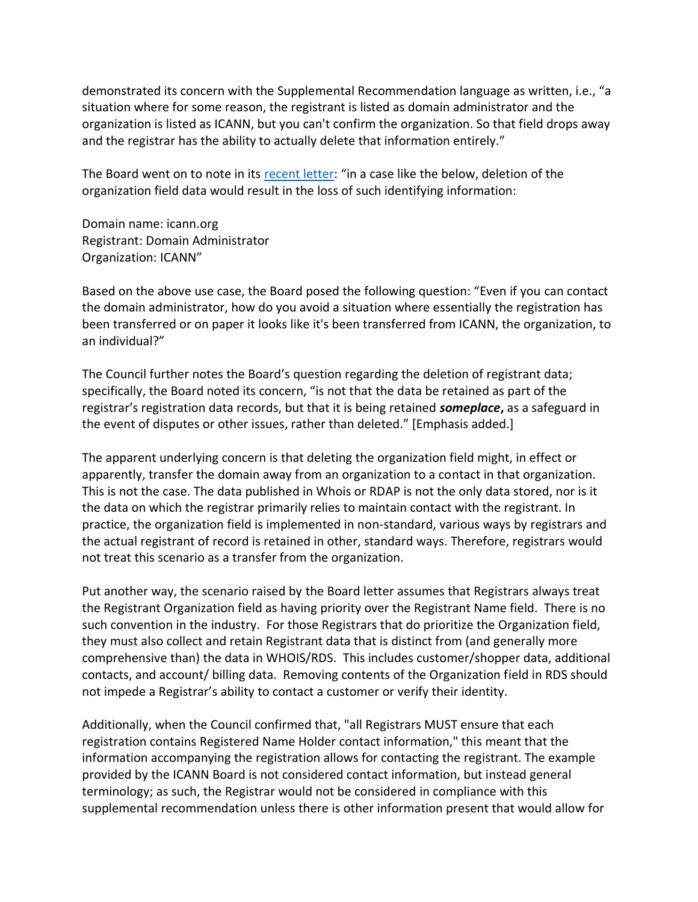demonstrated its concern with the Supplemental Recommendation language as written, i.e., "a situation where for some reason, the registrant is listed as domain administrator and the organization is listed as ICANN, but you can't confirm the organization. So that field drops away and the registrar has the ability to actually delete that information entirely."

The Board went on to note in its [recent letter](): "in a case like the below, deletion of the organization field data would result in the loss of such identifying information:

Domain name: icann.org
Registrant: Domain Administrator
Organization: ICANN"

Based on the above use case, the Board posed the following question: "Even if you can contact the domain administrator, how do you avoid a situation where essentially the registration has been transferred or on paper it looks like it's been transferred from ICANN, the organization, to an individual?"

The Council further notes the Board's question regarding the deletion of registrant data; specifically, the Board noted its concern, "is not that the data be retained as part of the registrar's registration data records, but that it is being retained ***someplace*,** as a safeguard in the event of disputes or other issues, rather than deleted." [Emphasis added.]

The apparent underlying concern is that deleting the organization field might, in effect or apparently, transfer the domain away from an organization to a contact in that organization. This is not the case. The data published in Whois or RDAP is not the only data stored, nor is it the data on which the registrar primarily relies to maintain contact with the registrant. In practice, the organization field is implemented in non-standard, various ways by registrars and the actual registrant of record is retained in other, standard ways. Therefore, registrars would not treat this scenario as a transfer from the organization.

Put another way, the scenario raised by the Board letter assumes that Registrars always treat the Registrant Organization field as having priority over the Registrant Name field. There is no such convention in the industry. For those Registrars that do prioritize the Organization field, they must also collect and retain Registrant data that is distinct from (and generally more comprehensive than) the data in WHOIS/RDS. This includes customer/shopper data, additional contacts, and account/ billing data. Removing contents of the Organization field in RDS should not impede a Registrar's ability to contact a customer or verify their identity.

Additionally, when the Council confirmed that, "all Registrars MUST ensure that each registration contains Registered Name Holder contact information," this meant that the information accompanying the registration allows for contacting the registrant. The example provided by the ICANN Board is not considered contact information, but instead general terminology; as such, the Registrar would not be considered in compliance with this supplemental recommendation unless there is other information present that would allow for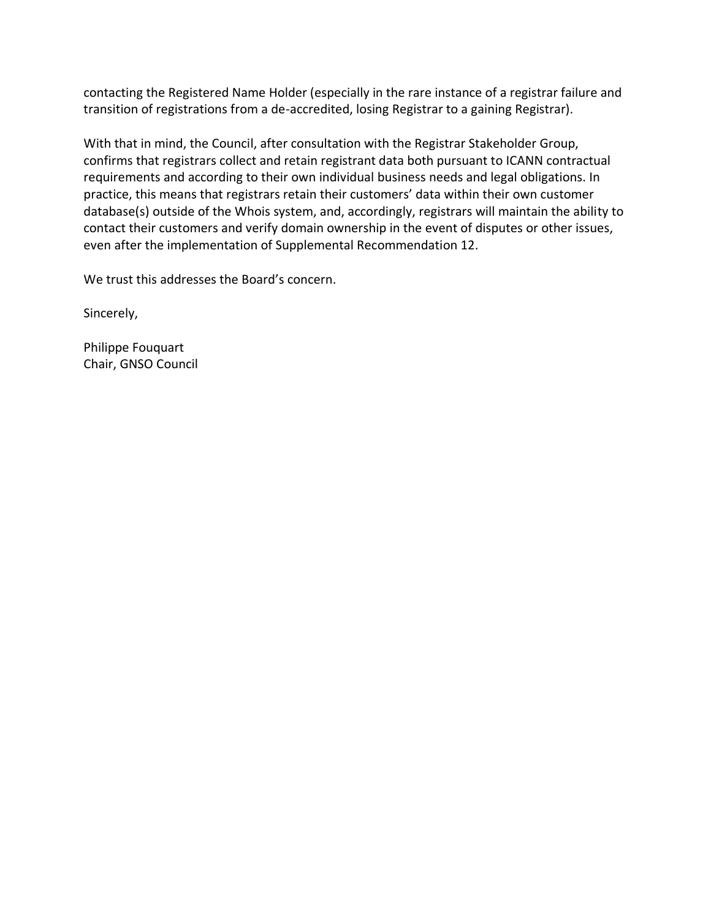contacting the Registered Name Holder (especially in the rare instance of a registrar failure and transition of registrations from a de-accredited, losing Registrar to a gaining Registrar).

With that in mind, the Council, after consultation with the Registrar Stakeholder Group, confirms that registrars collect and retain registrant data both pursuant to ICANN contractual requirements and according to their own individual business needs and legal obligations. In practice, this means that registrars retain their customers' data within their own customer database(s) outside of the Whois system, and, accordingly, registrars will maintain the ability to contact their customers and verify domain ownership in the event of disputes or other issues, even after the implementation of Supplemental Recommendation 12.

We trust this addresses the Board's concern.

Sincerely,

Philippe Fouquart
Chair, GNSO Council